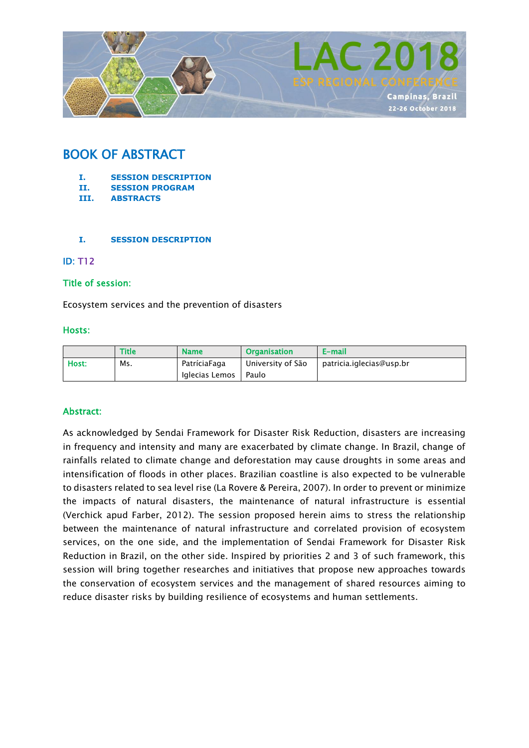# BOOK OF ABSTRACT

I. SESSION DESCRIPTION
II. SESSION PROGRAM
III. ABSTRACTS

## I. SESSION DESCRIPTION

**ID:** T12

**Title of session:**

Ecosystem services and the prevention of disasters

**Hosts:**

| | Title | Name | Organisation | E-mail |
|---|---|---|---|---|
| Host: | Ms. | PatríciaFaga Iglecias Lemos | University of São Paulo | patricia.iglecias@usp.br |

**Abstract:**

As acknowledged by Sendai Framework for Disaster Risk Reduction, disasters are increasing in frequency and intensity and many are exacerbated by climate change. In Brazil, change of rainfalls related to climate change and deforestation may cause droughts in some areas and intensification of floods in other places. Brazilian coastline is also expected to be vulnerable to disasters related to sea level rise (La Rovere & Pereira, 2007). In order to prevent or minimize the impacts of natural disasters, the maintenance of natural infrastructure is essential (Verchick apud Farber, 2012). The session proposed herein aims to stress the relationship between the maintenance of natural infrastructure and correlated provision of ecosystem services, on the one side, and the implementation of Sendai Framework for Disaster Risk Reduction in Brazil, on the other side. Inspired by priorities 2 and 3 of such framework, this session will bring together researches and initiatives that propose new approaches towards the conservation of ecosystem services and the management of shared resources aiming to reduce disaster risks by building resilience of ecosystems and human settlements.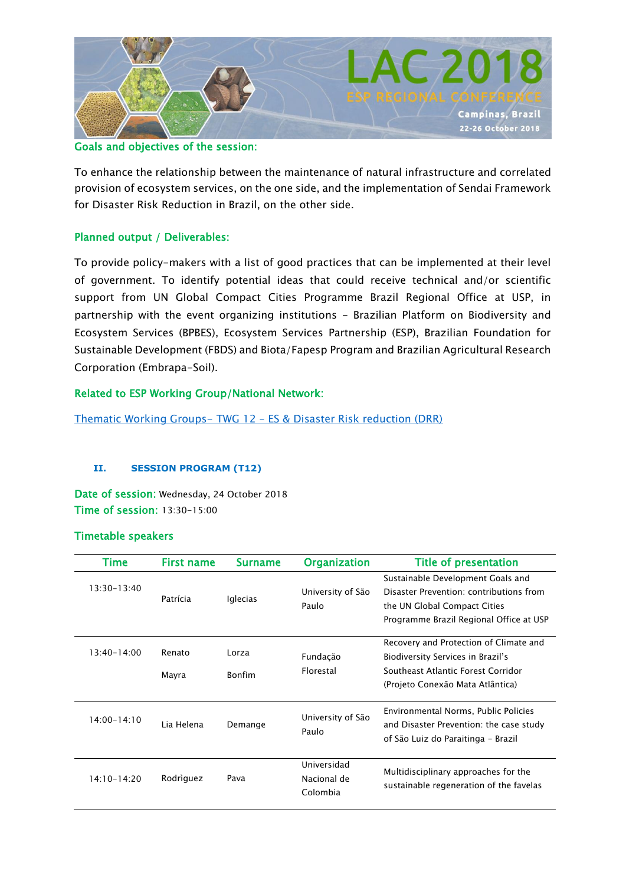**Goals and objectives of the session:**

To enhance the relationship between the maintenance of natural infrastructure and correlated provision of ecosystem services, on the one side, and the implementation of Sendai Framework for Disaster Risk Reduction in Brazil, on the other side.

**Planned output / Deliverables:**

To provide policy-makers with a list of good practices that can be implemented at their level of government. To identify potential ideas that could receive technical and/or scientific support from UN Global Compact Cities Programme Brazil Regional Office at USP, in partnership with the event organizing institutions - Brazilian Platform on Biodiversity and Ecosystem Services (BPBES), Ecosystem Services Partnership (ESP), Brazilian Foundation for Sustainable Development (FBDS) and Biota/Fapesp Program and Brazilian Agricultural Research Corporation (Embrapa-Soil).

**Related to ESP Working Group/National Network:**

Thematic Working Groups- TWG 12 – ES & Disaster Risk reduction (DRR)

## II. SESSION PROGRAM (T12)

**Date of session:** Wednesday, 24 October 2018
**Time of session:** 13:30-15:00

**Timetable speakers**

| Time | First name | Surname | Organization | Title of presentation |
|---|---|---|---|---|
| 13:30-13:40 | Patrícia | Iglecias | University of São Paulo | Sustainable Development Goals and Disaster Prevention: contributions from the UN Global Compact Cities Programme Brazil Regional Office at USP |
| 13:40-14:00 | Renato<br>Mayra | Lorza<br>Bonfim | Fundação Florestal | Recovery and Protection of Climate and Biodiversity Services in Brazil's Southeast Atlantic Forest Corridor (Projeto Conexão Mata Atlântica) |
| 14:00-14:10 | Lia Helena | Demange | University of São Paulo | Environmental Norms, Public Policies and Disaster Prevention: the case study of São Luiz do Paraitinga - Brazil |
| 14:10-14:20 | Rodrìguez | Pava | Universidad Nacional de Colombia | Multidisciplinary approaches for the sustainable regeneration of the favelas |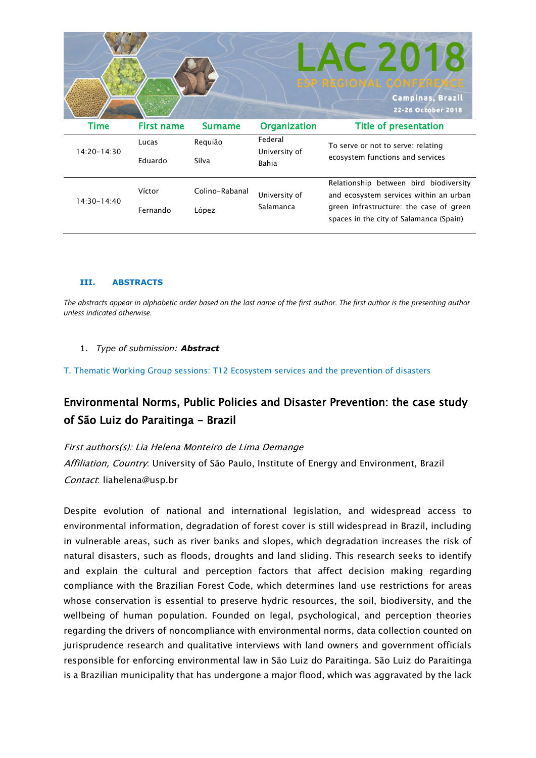| Time | First name | Surname | Organization | Title of presentation |
|---|---|---|---|---|
| 14:20-14:30 | Lucas<br>Eduardo | Requião<br>Silva | Federal University of Bahia | To serve or not to serve: relating ecosystem functions and services |
| 14:30-14:40 | Víctor<br>Fernando | Colino-Rabanal<br>López | University of Salamanca | Relationship between bird biodiversity and ecosystem services within an urban green infrastructure: the case of green spaces in the city of Salamanca (Spain) |

### III. ABSTRACTS

*The abstracts appear in alphabetic order based on the last name of the first author. The first author is the presenting author unless indicated otherwise.*

1. *Type of submission:* ***Abstract***

T. Thematic Working Group sessions: T12 Ecosystem services and the prevention of disasters

## Environmental Norms, Public Policies and Disaster Prevention: the case study of São Luiz do Paraitinga - Brazil

*First authors(s): Lia Helena Monteiro de Lima Demange*
*Affiliation, Country*: University of São Paulo, Institute of Energy and Environment, Brazil
*Contact*: liahelena@usp.br

Despite evolution of national and international legislation, and widespread access to environmental information, degradation of forest cover is still widespread in Brazil, including in vulnerable areas, such as river banks and slopes, which degradation increases the risk of natural disasters, such as floods, droughts and land sliding. This research seeks to identify and explain the cultural and perception factors that affect decision making regarding compliance with the Brazilian Forest Code, which determines land use restrictions for areas whose conservation is essential to preserve hydric resources, the soil, biodiversity, and the wellbeing of human population. Founded on legal, psychological, and perception theories regarding the drivers of noncompliance with environmental norms, data collection counted on jurisprudence research and qualitative interviews with land owners and government officials responsible for enforcing environmental law in São Luiz do Paraitinga. São Luiz do Paraitinga is a Brazilian municipality that has undergone a major flood, which was aggravated by the lack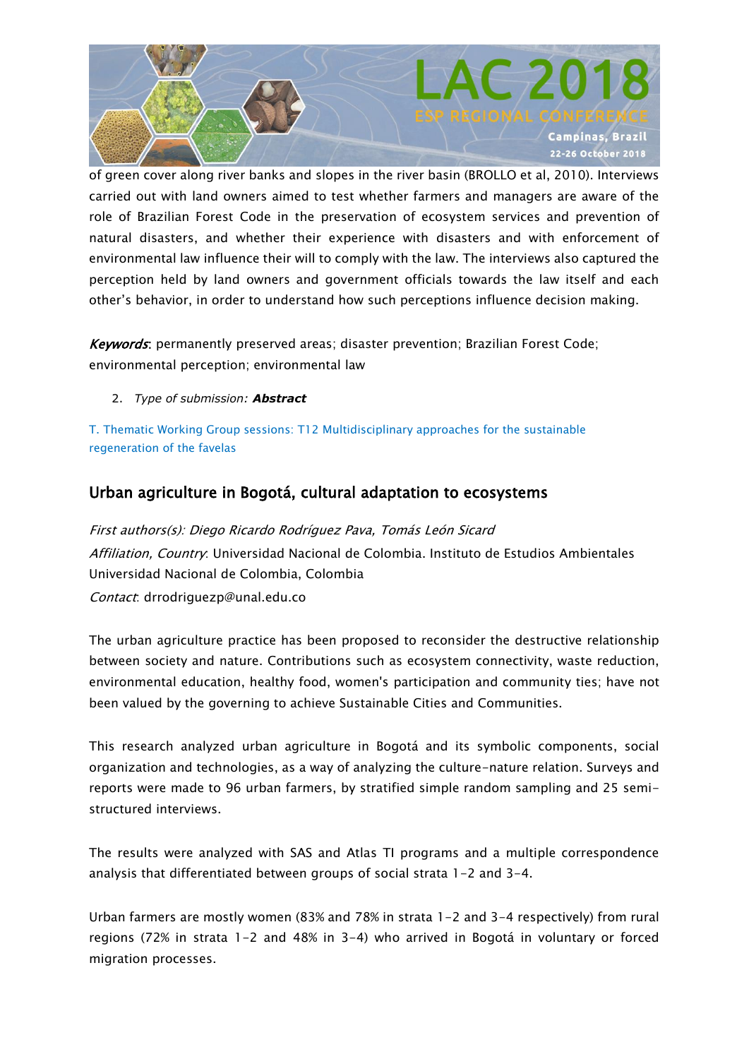of green cover along river banks and slopes in the river basin (BROLLO et al, 2010). Interviews carried out with land owners aimed to test whether farmers and managers are aware of the role of Brazilian Forest Code in the preservation of ecosystem services and prevention of natural disasters, and whether their experience with disasters and with enforcement of environmental law influence their will to comply with the law. The interviews also captured the perception held by land owners and government officials towards the law itself and each other's behavior, in order to understand how such perceptions influence decision making.

***Keywords***: permanently preserved areas; disaster prevention; Brazilian Forest Code; environmental perception; environmental law

2. *Type of submission:* ***Abstract***

T. Thematic Working Group sessions: T12 Multidisciplinary approaches for the sustainable regeneration of the favelas

## Urban agriculture in Bogotá, cultural adaptation to ecosystems

*First authors(s): Diego Ricardo Rodríguez Pava, Tomás León Sicard*
*Affiliation, Country*: Universidad Nacional de Colombia. Instituto de Estudios Ambientales Universidad Nacional de Colombia, Colombia
*Contact*: drrodriguezp@unal.edu.co

The urban agriculture practice has been proposed to reconsider the destructive relationship between society and nature. Contributions such as ecosystem connectivity, waste reduction, environmental education, healthy food, women's participation and community ties; have not been valued by the governing to achieve Sustainable Cities and Communities.

This research analyzed urban agriculture in Bogotá and its symbolic components, social organization and technologies, as a way of analyzing the culture-nature relation. Surveys and reports were made to 96 urban farmers, by stratified simple random sampling and 25 semi-structured interviews.

The results were analyzed with SAS and Atlas TI programs and a multiple correspondence analysis that differentiated between groups of social strata 1-2 and 3-4.

Urban farmers are mostly women (83% and 78% in strata 1-2 and 3-4 respectively) from rural regions (72% in strata 1-2 and 48% in 3-4) who arrived in Bogotá in voluntary or forced migration processes.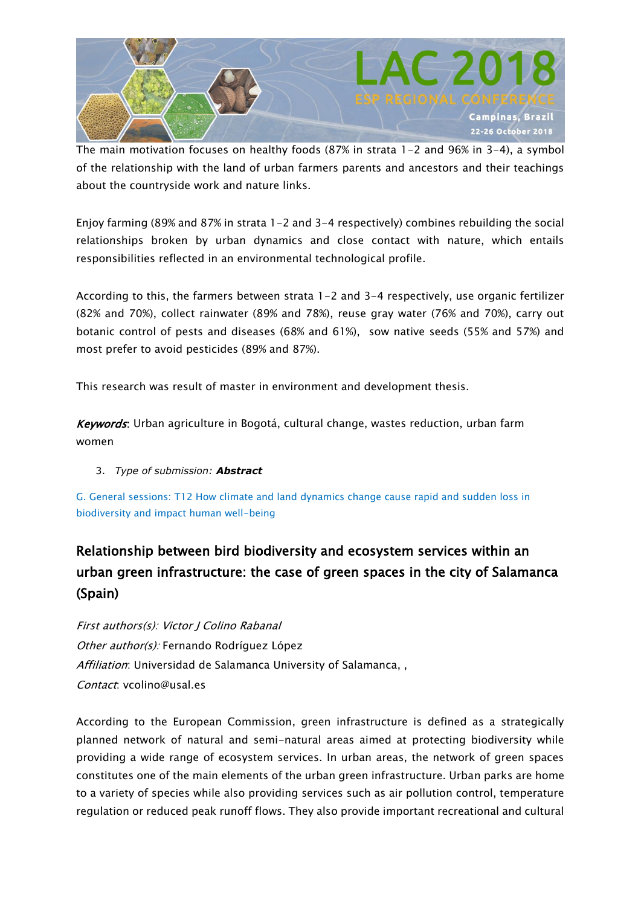The main motivation focuses on healthy foods (87% in strata 1-2 and 96% in 3-4), a symbol of the relationship with the land of urban farmers parents and ancestors and their teachings about the countryside work and nature links.

Enjoy farming (89% and 87% in strata 1-2 and 3-4 respectively) combines rebuilding the social relationships broken by urban dynamics and close contact with nature, which entails responsibilities reflected in an environmental technological profile.

According to this, the farmers between strata 1-2 and 3-4 respectively, use organic fertilizer (82% and 70%), collect rainwater (89% and 78%), reuse gray water (76% and 70%), carry out botanic control of pests and diseases (68% and 61%), sow native seeds (55% and 57%) and most prefer to avoid pesticides (89% and 87%).

This research was result of master in environment and development thesis.

***Keywords***: Urban agriculture in Bogotá, cultural change, wastes reduction, urban farm women

3. *Type of submission:* ***Abstract***

G. General sessions: T12 How climate and land dynamics change cause rapid and sudden loss in biodiversity and impact human well-being

## Relationship between bird biodiversity and ecosystem services within an urban green infrastructure: the case of green spaces in the city of Salamanca (Spain)

*First authors(s): Victor J Colino Rabanal*
*Other author(s):* Fernando Rodríguez López
*Affiliation*: Universidad de Salamanca University of Salamanca, ,
*Contact*: vcolino@usal.es

According to the European Commission, green infrastructure is defined as a strategically planned network of natural and semi-natural areas aimed at protecting biodiversity while providing a wide range of ecosystem services. In urban areas, the network of green spaces constitutes one of the main elements of the urban green infrastructure. Urban parks are home to a variety of species while also providing services such as air pollution control, temperature regulation or reduced peak runoff flows. They also provide important recreational and cultural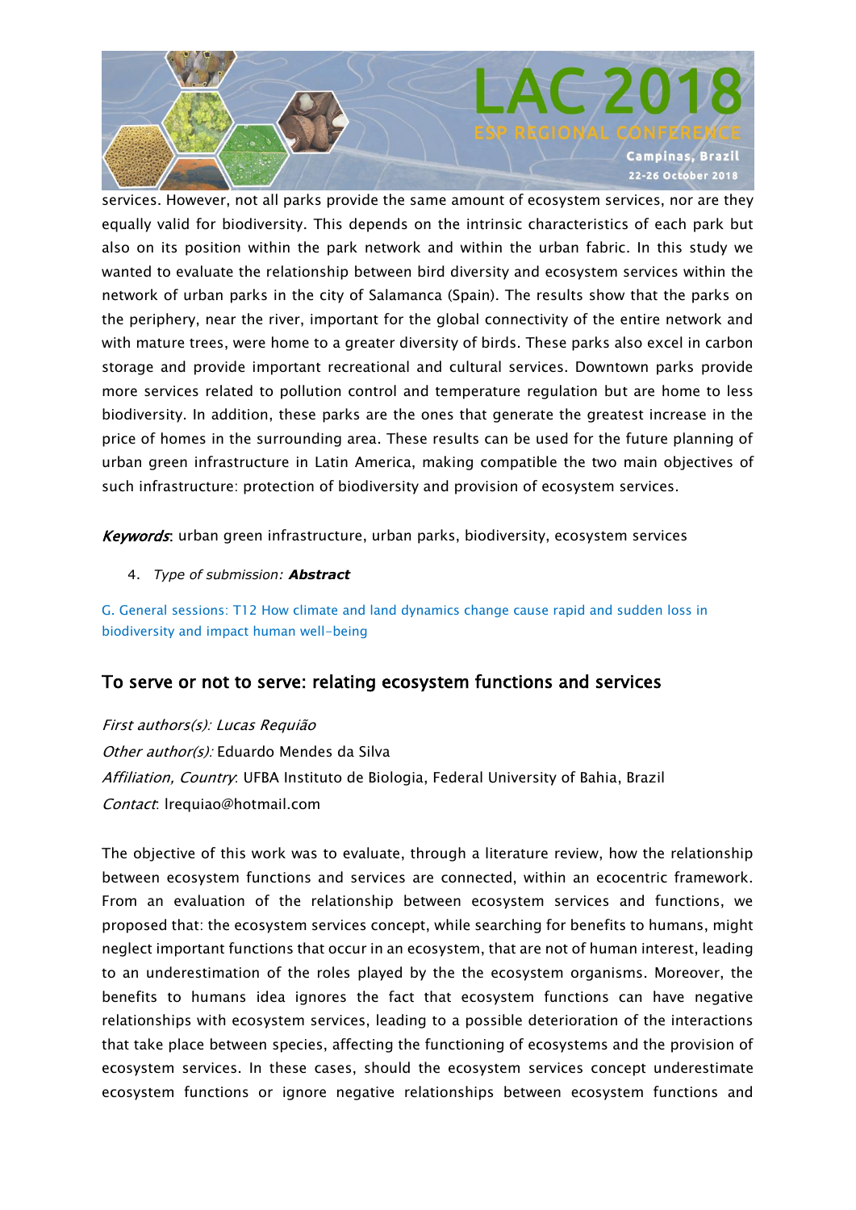services. However, not all parks provide the same amount of ecosystem services, nor are they equally valid for biodiversity. This depends on the intrinsic characteristics of each park but also on its position within the park network and within the urban fabric. In this study we wanted to evaluate the relationship between bird diversity and ecosystem services within the network of urban parks in the city of Salamanca (Spain). The results show that the parks on the periphery, near the river, important for the global connectivity of the entire network and with mature trees, were home to a greater diversity of birds. These parks also excel in carbon storage and provide important recreational and cultural services. Downtown parks provide more services related to pollution control and temperature regulation but are home to less biodiversity. In addition, these parks are the ones that generate the greatest increase in the price of homes in the surrounding area. These results can be used for the future planning of urban green infrastructure in Latin America, making compatible the two main objectives of such infrastructure: protection of biodiversity and provision of ecosystem services.

***Keywords***: urban green infrastructure, urban parks, biodiversity, ecosystem services

4. *Type of submission:* ***Abstract***

G. General sessions: T12 How climate and land dynamics change cause rapid and sudden loss in biodiversity and impact human well-being

## To serve or not to serve: relating ecosystem functions and services

*First authors(s): Lucas Requião*
*Other author(s):* Eduardo Mendes da Silva
*Affiliation, Country*: UFBA Instituto de Biologia, Federal University of Bahia, Brazil
*Contact*: lrequiao@hotmail.com

The objective of this work was to evaluate, through a literature review, how the relationship between ecosystem functions and services are connected, within an ecocentric framework. From an evaluation of the relationship between ecosystem services and functions, we proposed that: the ecosystem services concept, while searching for benefits to humans, might neglect important functions that occur in an ecosystem, that are not of human interest, leading to an underestimation of the roles played by the the ecosystem organisms. Moreover, the benefits to humans idea ignores the fact that ecosystem functions can have negative relationships with ecosystem services, leading to a possible deterioration of the interactions that take place between species, affecting the functioning of ecosystems and the provision of ecosystem services. In these cases, should the ecosystem services concept underestimate ecosystem functions or ignore negative relationships between ecosystem functions and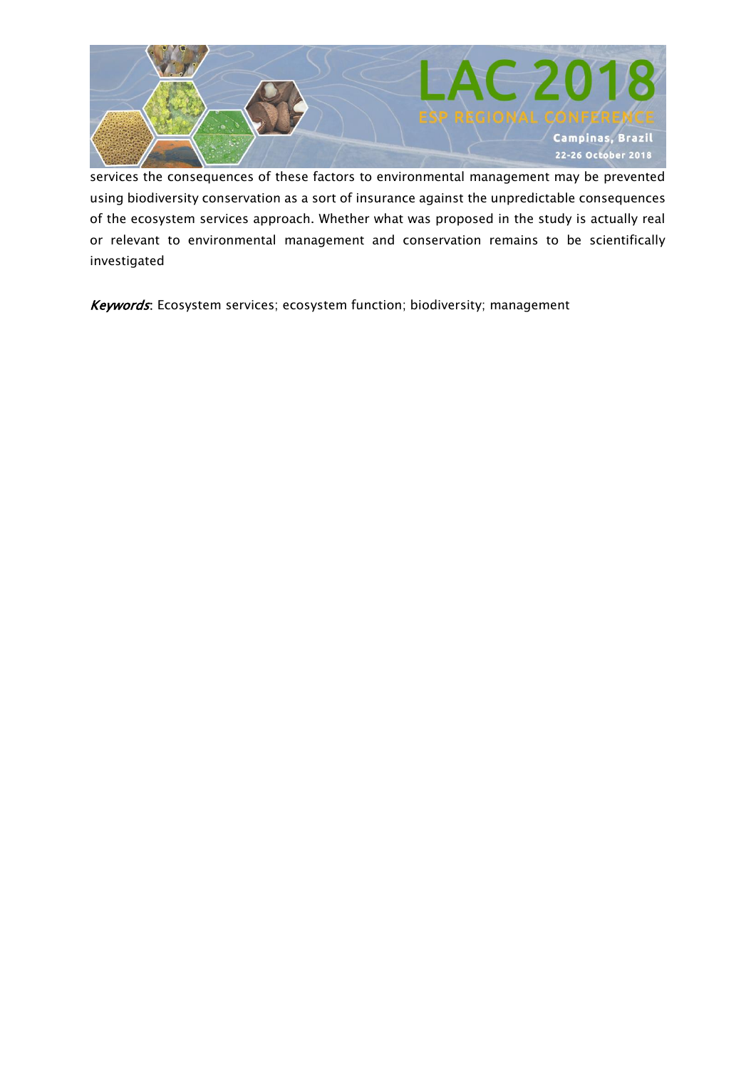services the consequences of these factors to environmental management may be prevented using biodiversity conservation as a sort of insurance against the unpredictable consequences of the ecosystem services approach. Whether what was proposed in the study is actually real or relevant to environmental management and conservation remains to be scientifically investigated

*Keywords*: Ecosystem services; ecosystem function; biodiversity; management